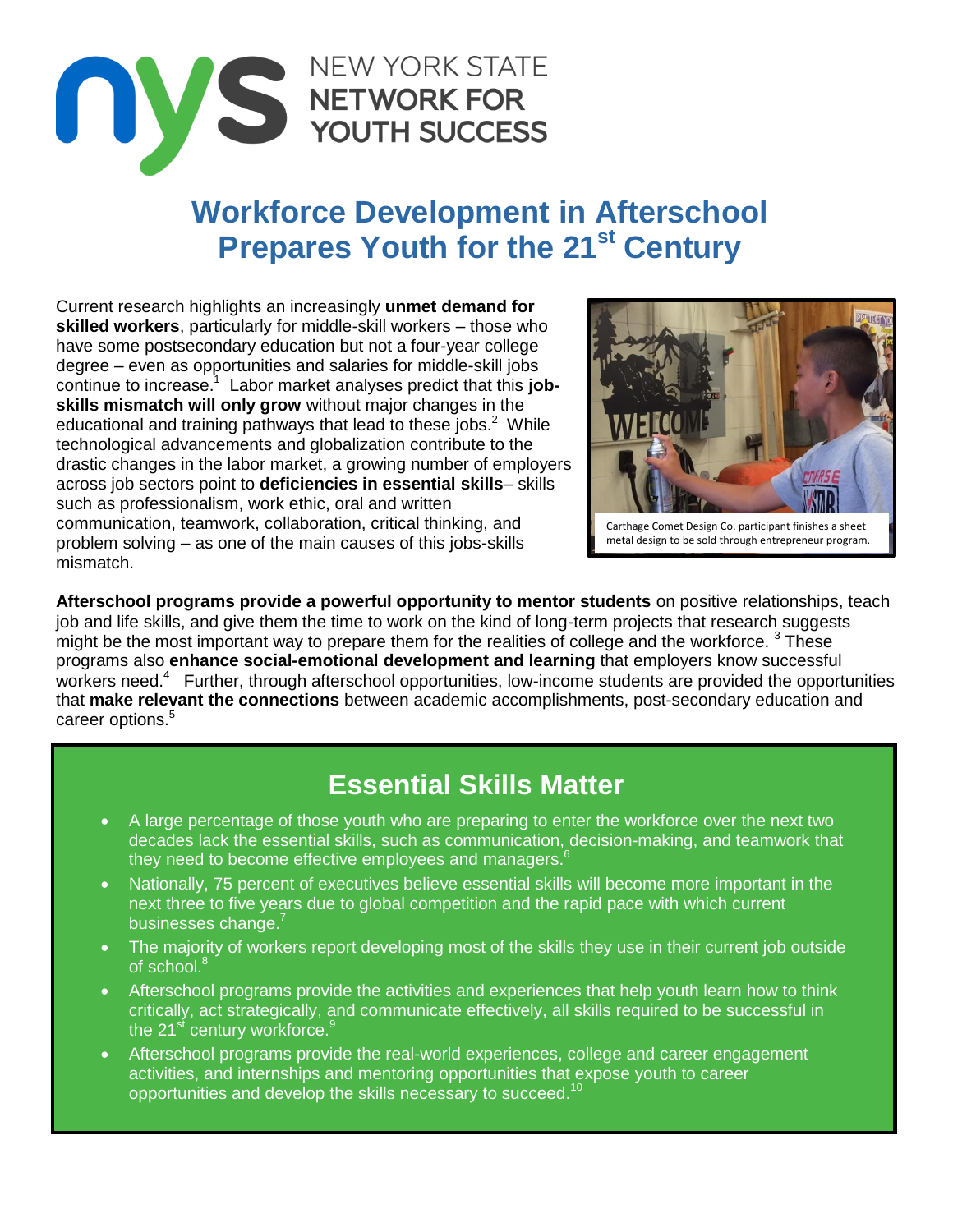NEW YORK STATE NETWORK FOR YOUTH SUCCESS

# Workforce Development in Afterschool Prepares Youth for the 21st Century

Current research highlights an increasingly **unmet demand for skilled workers**, particularly for middle-skill workers – those who have some postsecondary education but not a four-year college degree – even as opportunities and salaries for middle-skill jobs continue to increase.[1] Labor market analyses predict that this **job-skills mismatch will only grow** without major changes in the educational and training pathways that lead to these jobs.[2] While technological advancements and globalization contribute to the drastic changes in the labor market, a growing number of employers across job sectors point to **deficiencies in essential skills**– skills such as professionalism, work ethic, oral and written communication, teamwork, collaboration, critical thinking, and problem solving – as one of the main causes of this jobs-skills mismatch.

Carthage Comet Design Co. participant finishes a sheet metal design to be sold through entrepreneur program.

**Afterschool programs provide a powerful opportunity to mentor students** on positive relationships, teach job and life skills, and give them the time to work on the kind of long-term projects that research suggests might be the most important way to prepare them for the realities of college and the workforce.[3] These programs also **enhance social-emotional development and learning** that employers know successful workers need.[4] Further, through afterschool opportunities, low-income students are provided the opportunities that **make relevant the connections** between academic accomplishments, post-secondary education and career options.[5]

## Essential Skills Matter

- A large percentage of those youth who are preparing to enter the workforce over the next two decades lack the essential skills, such as communication, decision-making, and teamwork that they need to become effective employees and managers.[6]
- Nationally, 75 percent of executives believe essential skills will become more important in the next three to five years due to global competition and the rapid pace with which current businesses change.[7]
- The majority of workers report developing most of the skills they use in their current job outside of school.[8]
- Afterschool programs provide the activities and experiences that help youth learn how to think critically, act strategically, and communicate effectively, all skills required to be successful in the 21st century workforce.[9]
- Afterschool programs provide the real-world experiences, college and career engagement activities, and internships and mentoring opportunities that expose youth to career opportunities and develop the skills necessary to succeed.[10]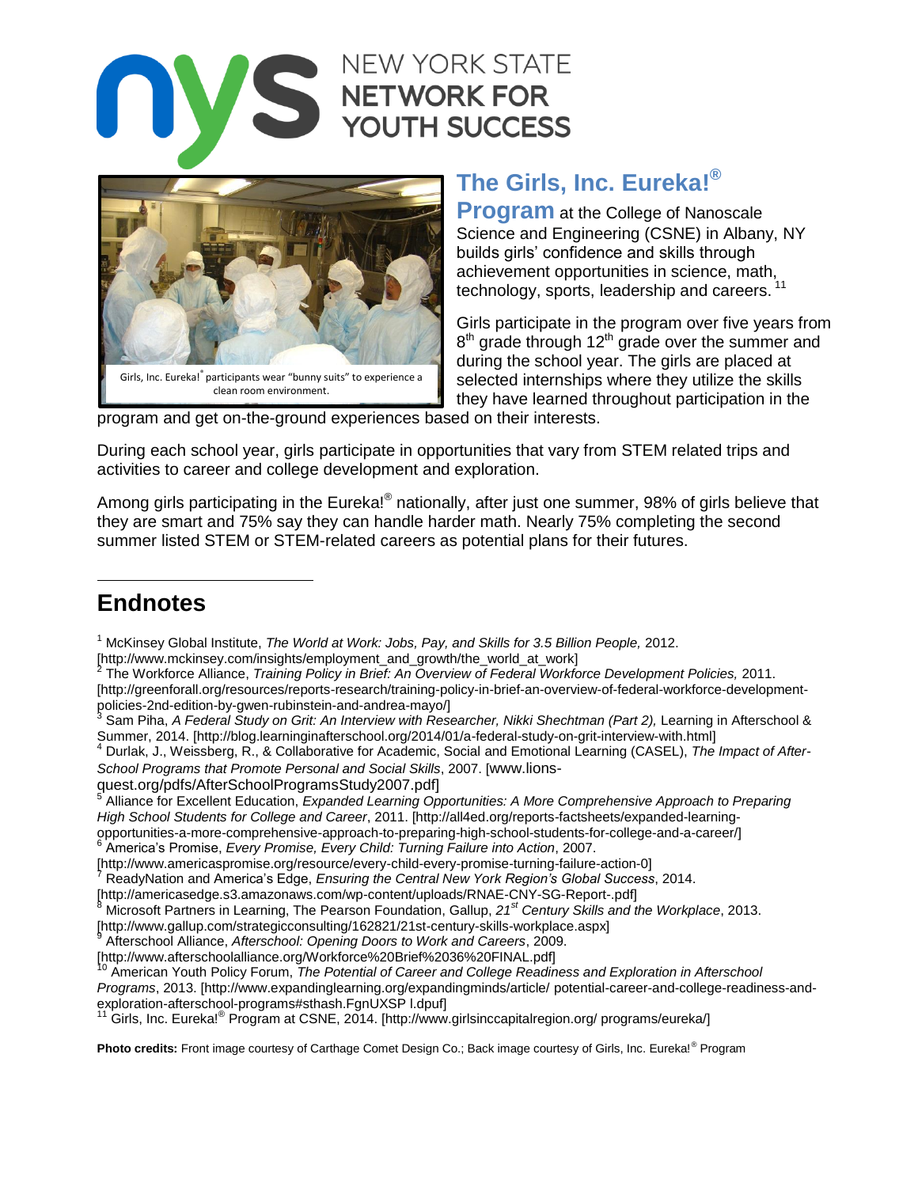# NEW YORK STATE NETWORK FOR YOUTH SUCCESS

Girls, Inc. Eureka![®] participants wear "bunny suits" to experience a clean room environment.

## The Girls, Inc. Eureka![®] Program

**The Girls, Inc. Eureka![®] Program** at the College of Nanoscale Science and Engineering (CSNE) in Albany, NY builds girls' confidence and skills through achievement opportunities in science, math, technology, sports, leadership and careers.[11]

Girls participate in the program over five years from 8th grade through 12th grade over the summer and during the school year. The girls are placed at selected internships where they utilize the skills they have learned throughout participation in the program and get on-the-ground experiences based on their interests.

During each school year, girls participate in opportunities that vary from STEM related trips and activities to career and college development and exploration.

Among girls participating in the Eureka![®] nationally, after just one summer, 98% of girls believe that they are smart and 75% say they can handle harder math. Nearly 75% completing the second summer listed STEM or STEM-related careers as potential plans for their futures.

## Endnotes

[1] McKinsey Global Institute, *The World at Work: Jobs, Pay, and Skills for 3.5 Billion People,* 2012. [http://www.mckinsey.com/insights/employment_and_growth/the_world_at_work]

[2] The Workforce Alliance, *Training Policy in Brief: An Overview of Federal Workforce Development Policies,* 2011. [http://greenforall.org/resources/reports-research/training-policy-in-brief-an-overview-of-federal-workforce-development-policies-2nd-edition-by-gwen-rubinstein-and-andrea-mayo/]

[3] Sam Piha, *A Federal Study on Grit: An Interview with Researcher, Nikki Shechtman (Part 2),* Learning in Afterschool & Summer, 2014. [http://blog.learninginafterschool.org/2014/01/a-federal-study-on-grit-interview-with.html]

[4] Durlak, J., Weissberg, R., & Collaborative for Academic, Social and Emotional Learning (CASEL), *The Impact of After-School Programs that Promote Personal and Social Skills*, 2007. [www.lions-quest.org/pdfs/AfterSchoolProgramsStudy2007.pdf]

[5] Alliance for Excellent Education, *Expanded Learning Opportunities: A More Comprehensive Approach to Preparing High School Students for College and Career*, 2011. [http://all4ed.org/reports-factsheets/expanded-learning-opportunities-a-more-comprehensive-approach-to-preparing-high-school-students-for-college-and-a-career/]

[6] America's Promise, *Every Promise, Every Child: Turning Failure into Action*, 2007. [http://www.americaspromise.org/resource/every-child-every-promise-turning-failure-action-0]

[7] ReadyNation and America's Edge, *Ensuring the Central New York Region's Global Success*, 2014. [http://americasedge.s3.amazonaws.com/wp-content/uploads/RNAE-CNY-SG-Report-.pdf]

[8] Microsoft Partners in Learning, The Pearson Foundation, Gallup, *21st Century Skills and the Workplace*, 2013. [http://www.gallup.com/strategicconsulting/162821/21st-century-skills-workplace.aspx]

[9] Afterschool Alliance, *Afterschool: Opening Doors to Work and Careers*, 2009. [http://www.afterschoolalliance.org/Workforce%20Brief%2036%20FINAL.pdf]

[10] American Youth Policy Forum, *The Potential of Career and College Readiness and Exploration in Afterschool Programs*, 2013. [http://www.expandinglearning.org/expandingminds/article/ potential-career-and-college-readiness-and-exploration-afterschool-programs#sthash.FgnUXSP I.dpuf]

[11] Girls, Inc. Eureka![®] Program at CSNE, 2014. [http://www.girlsinccapitalregion.org/ programs/eureka/]

**Photo credits:** Front image courtesy of Carthage Comet Design Co.; Back image courtesy of Girls, Inc. Eureka![®] Program